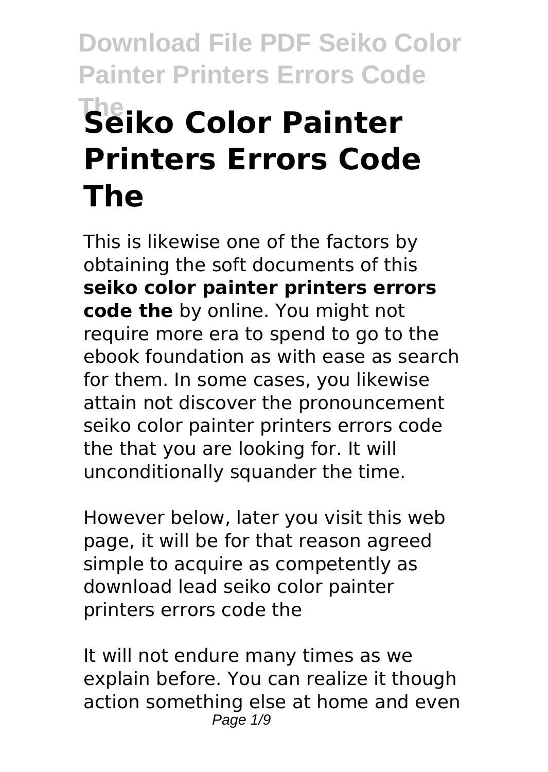# Seiko Color Painter Printers Errors Code The

This is likewise one of the factors by obtaining the soft documents of this **seiko color painter printers errors code the** by online. You might not require more era to spend to go to the ebook foundation as with ease as search for them. In some cases, you likewise attain not discover the pronouncement seiko color painter printers errors code the that you are looking for. It will unconditionally squander the time.

However below, later you visit this web page, it will be for that reason agreed simple to acquire as competently as download lead seiko color painter printers errors code the

It will not endure many times as we explain before. You can realize it though action something else at home and even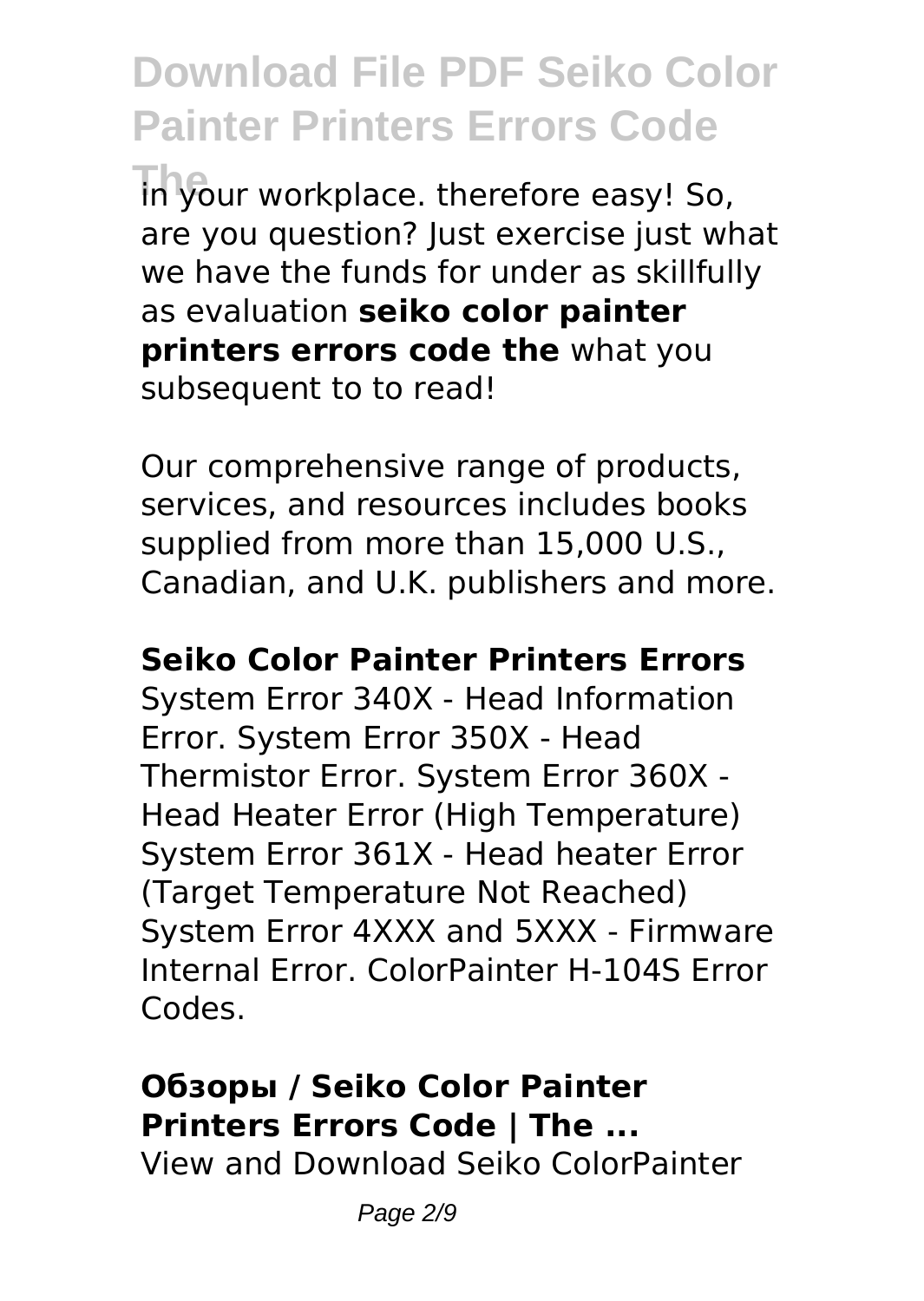in your workplace. therefore easy! So, are you question? Just exercise just what we have the funds for under as skillfully as evaluation **seiko color painter printers errors code the** what you subsequent to to read!

Our comprehensive range of products, services, and resources includes books supplied from more than 15,000 U.S., Canadian, and U.K. publishers and more.

## Seiko Color Painter Printers Errors

System Error 340X - Head Information Error. System Error 350X - Head Thermistor Error. System Error 360X - Head Heater Error (High Temperature) System Error 361X - Head heater Error (Target Temperature Not Reached) System Error 4XXX and 5XXX - Firmware Internal Error. ColorPainter H-104S Error Codes.

## Обзоры / Seiko Color Painter Printers Errors Code | The ...

View and Download Seiko ColorPainter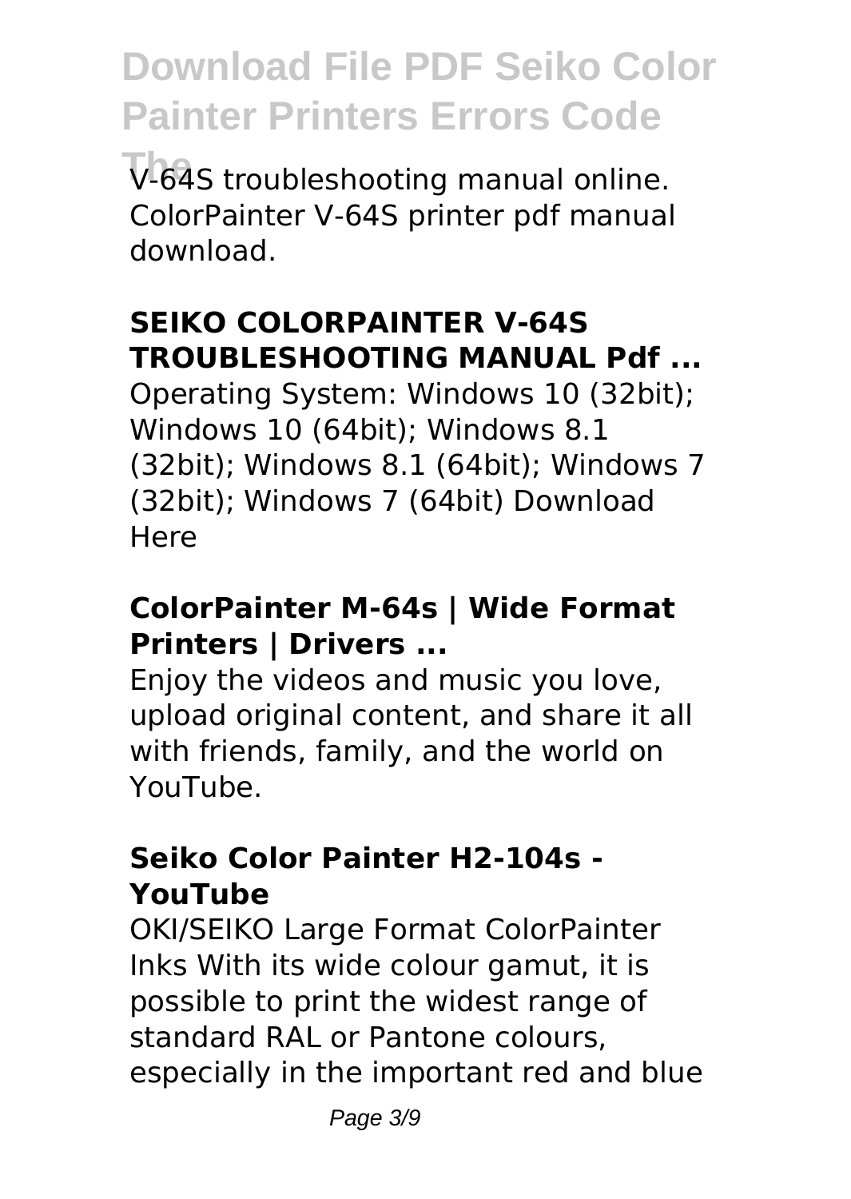V-64S troubleshooting manual online. ColorPainter V-64S printer pdf manual download.

### SEIKO COLORPAINTER V-64S TROUBLESHOOTING MANUAL Pdf ...

Operating System: Windows 10 (32bit); Windows 10 (64bit); Windows 8.1 (32bit); Windows 8.1 (64bit); Windows 7 (32bit); Windows 7 (64bit) Download Here

### ColorPainter M-64s | Wide Format Printers | Drivers ...

Enjoy the videos and music you love, upload original content, and share it all with friends, family, and the world on YouTube.

### Seiko Color Painter H2-104s - YouTube

OKI/SEIKO Large Format ColorPainter Inks With its wide colour gamut, it is possible to print the widest range of standard RAL or Pantone colours, especially in the important red and blue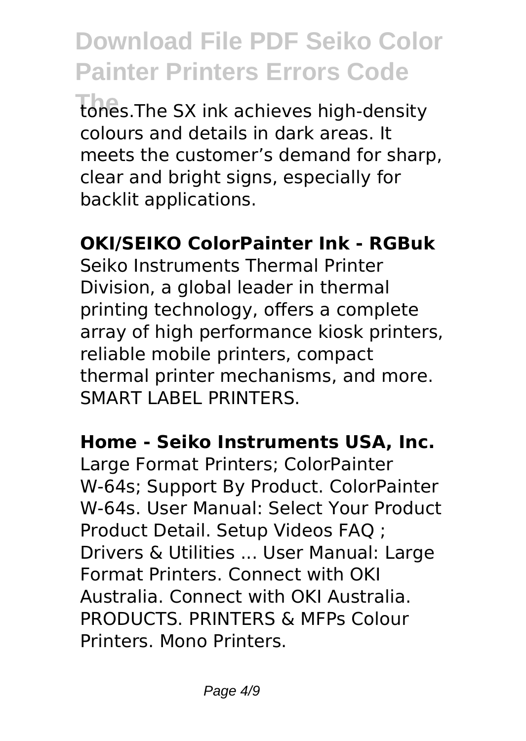tones.The SX ink achieves high-density colours and details in dark areas. It meets the customer's demand for sharp, clear and bright signs, especially for backlit applications.

**OKI/SEIKO ColorPainter Ink - RGBuk**

Seiko Instruments Thermal Printer Division, a global leader in thermal printing technology, offers a complete array of high performance kiosk printers, reliable mobile printers, compact thermal printer mechanisms, and more. SMART LABEL PRINTERS.

**Home - Seiko Instruments USA, Inc.**

Large Format Printers; ColorPainter W-64s; Support By Product. ColorPainter W-64s. User Manual: Select Your Product Product Detail. Setup Videos FAQ ; Drivers & Utilities ... User Manual: Large Format Printers. Connect with OKI Australia. Connect with OKI Australia. PRODUCTS. PRINTERS & MFPs Colour Printers. Mono Printers.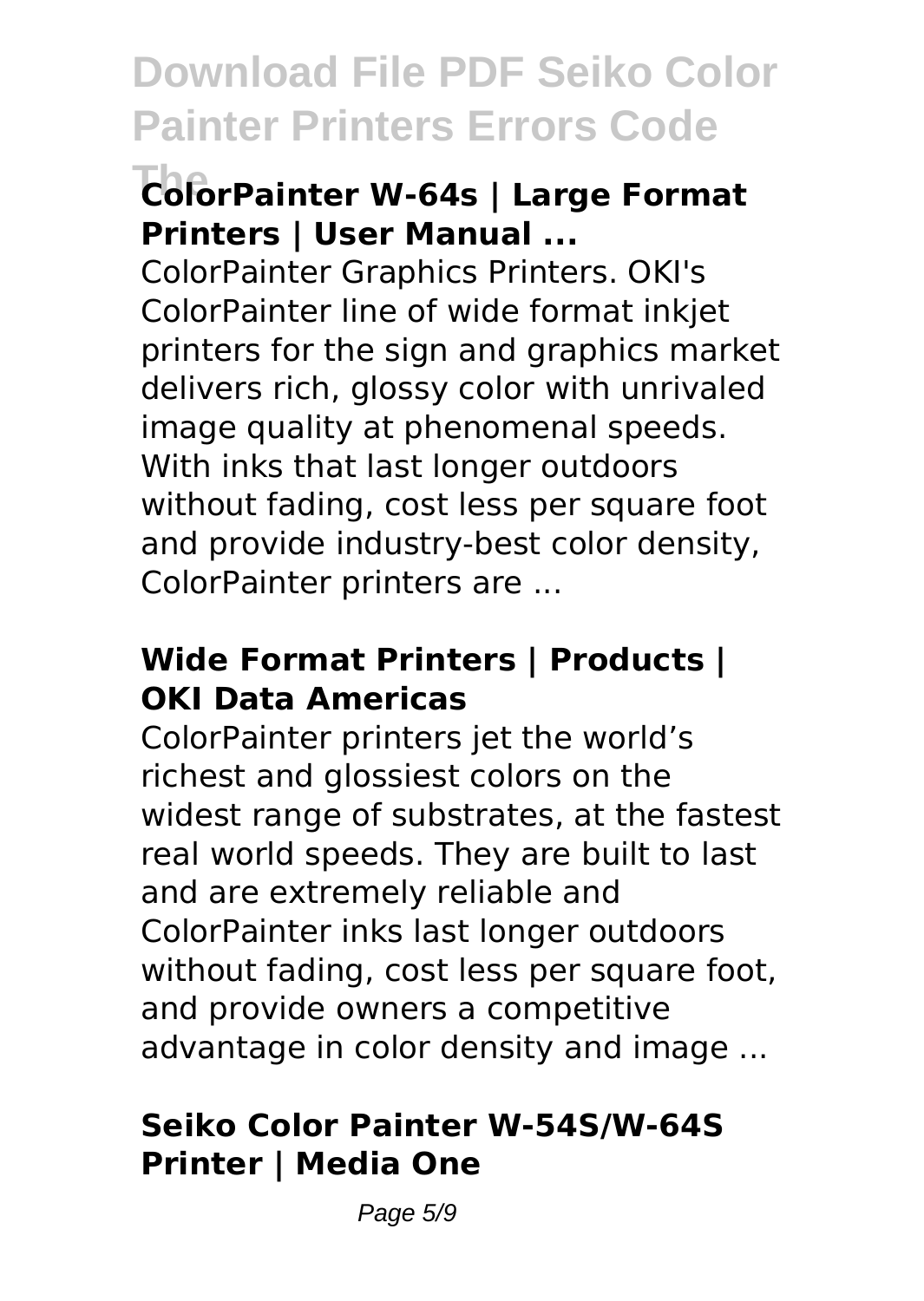### ColorPainter W-64s | Large Format Printers | User Manual ...

ColorPainter Graphics Printers. OKI's ColorPainter line of wide format inkjet printers for the sign and graphics market delivers rich, glossy color with unrivaled image quality at phenomenal speeds. With inks that last longer outdoors without fading, cost less per square foot and provide industry-best color density, ColorPainter printers are ...

### Wide Format Printers | Products | OKI Data Americas

ColorPainter printers jet the world's richest and glossiest colors on the widest range of substrates, at the fastest real world speeds. They are built to last and are extremely reliable and ColorPainter inks last longer outdoors without fading, cost less per square foot, and provide owners a competitive advantage in color density and image ...

### Seiko Color Painter W-54S/W-64S Printer | Media One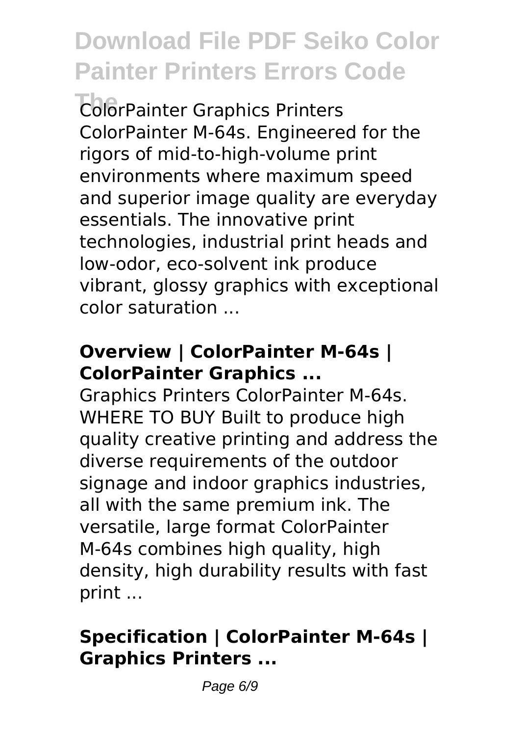ColorPainter Graphics Printers ColorPainter M-64s. Engineered for the rigors of mid-to-high-volume print environments where maximum speed and superior image quality are everyday essentials. The innovative print technologies, industrial print heads and low-odor, eco-solvent ink produce vibrant, glossy graphics with exceptional color saturation ...

### **Overview | ColorPainter M-64s | ColorPainter Graphics ...**

Graphics Printers ColorPainter M-64s. WHERE TO BUY Built to produce high quality creative printing and address the diverse requirements of the outdoor signage and indoor graphics industries, all with the same premium ink. The versatile, large format ColorPainter M-64s combines high quality, high density, high durability results with fast print ...

### **Specification | ColorPainter M-64s | Graphics Printers ...**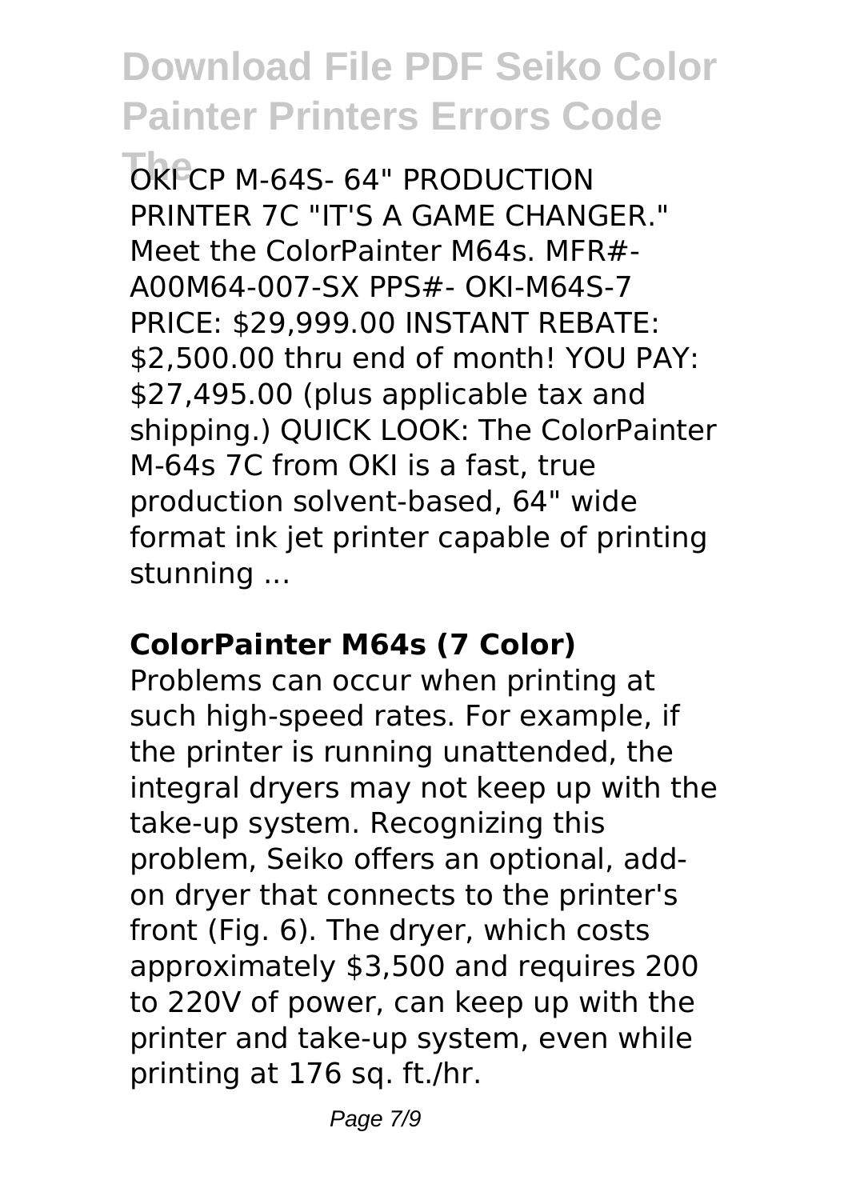OKI CP M-64S- 64" PRODUCTION PRINTER 7C "IT'S A GAME CHANGER." Meet the ColorPainter M64s. MFR#- A00M64-007-SX PPS#- OKI-M64S-7 PRICE: $29,999.00 INSTANT REBATE: $2,500.00 thru end of month! YOU PAY: $27,495.00 (plus applicable tax and shipping.) QUICK LOOK: The ColorPainter M-64s 7C from OKI is a fast, true production solvent-based, 64" wide format ink jet printer capable of printing stunning ...

**ColorPainter M64s (7 Color)**

Problems can occur when printing at such high-speed rates. For example, if the printer is running unattended, the integral dryers may not keep up with the take-up system. Recognizing this problem, Seiko offers an optional, add-on dryer that connects to the printer's front (Fig. 6). The dryer, which costs approximately $3,500 and requires 200 to 220V of power, can keep up with the printer and take-up system, even while printing at 176 sq. ft./hr.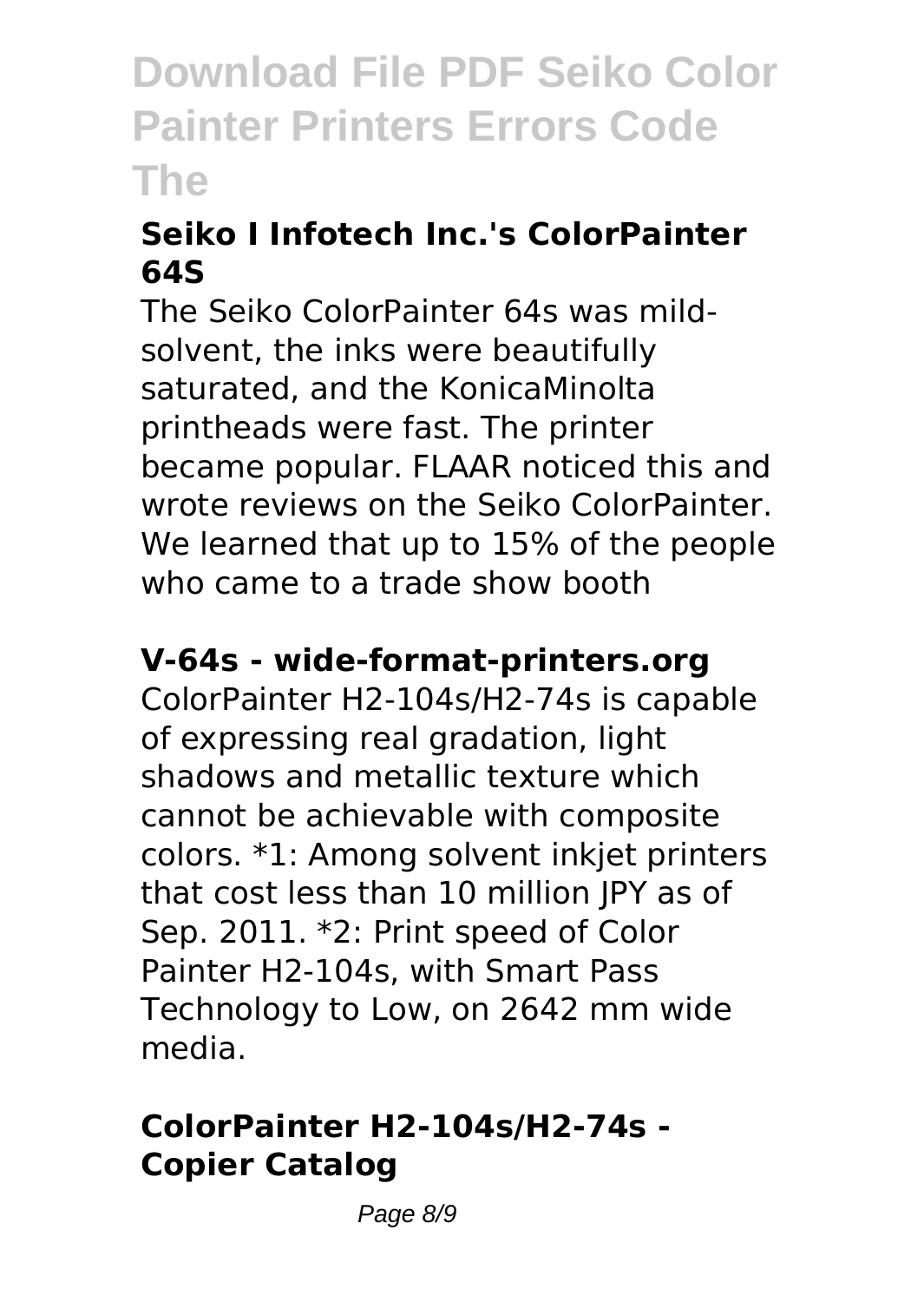### Seiko I Infotech Inc.'s ColorPainter 64S

The Seiko ColorPainter 64s was mild-solvent, the inks were beautifully saturated, and the KonicaMinolta printheads were fast. The printer became popular. FLAAR noticed this and wrote reviews on the Seiko ColorPainter. We learned that up to 15% of the people who came to a trade show booth

### V-64s - wide-format-printers.org

ColorPainter H2-104s/H2-74s is capable of expressing real gradation, light shadows and metallic texture which cannot be achievable with composite colors. *1: Among solvent inkjet printers that cost less than 10 million JPY as of Sep. 2011. *2: Print speed of Color Painter H2-104s, with Smart Pass Technology to Low, on 2642 mm wide media.

### ColorPainter H2-104s/H2-74s - Copier Catalog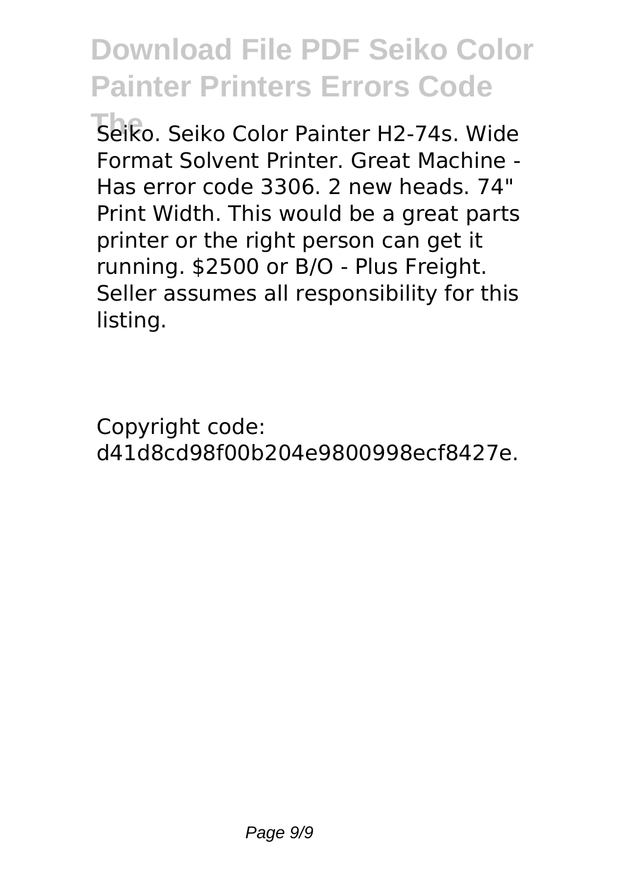Seiko. Seiko Color Painter H2-74s. Wide Format Solvent Printer. Great Machine - Has error code 3306. 2 new heads. 74" Print Width. This would be a great parts printer or the right person can get it running. $2500 or B/O - Plus Freight. Seller assumes all responsibility for this listing.

Copyright code: d41d8cd98f00b204e9800998ecf8427e.